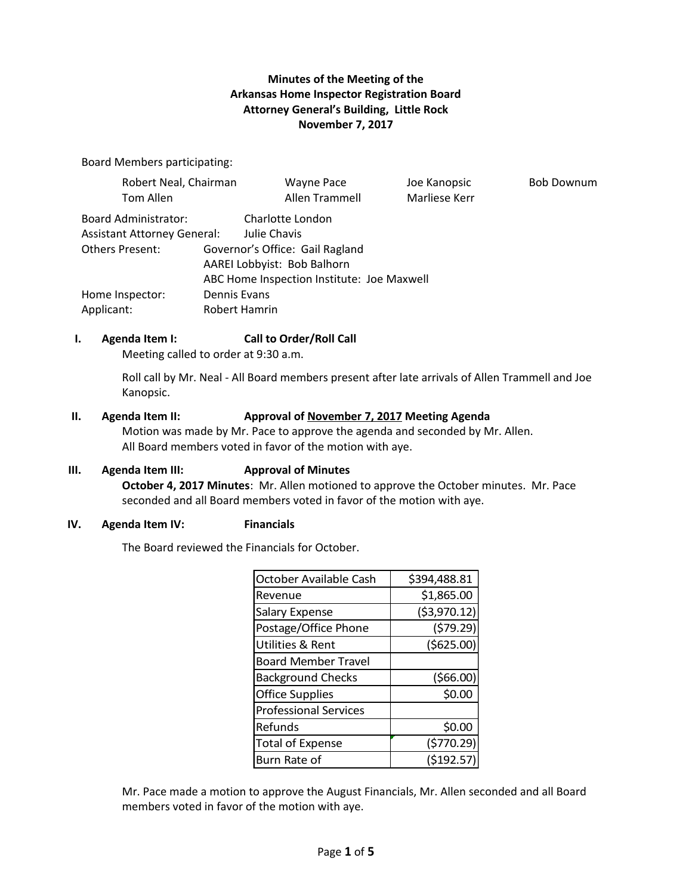**Minutes of the Meeting of the**
**Arkansas Home Inspector Registration Board**
**Attorney General's Building, Little Rock**
**November 7, 2017**

Board Members participating:

| | | | |
|---|---|---|---|
| Robert Neal, Chairman | Wayne Pace | Joe Kanopsic | Bob Downum |
| Tom Allen | Allen Trammell | Marliese Kerr | |

Board Administrator: Charlotte London
Assistant Attorney General: Julie Chavis
Others Present: Governor's Office: Gail Ragland
AAREI Lobbyist: Bob Balhorn
ABC Home Inspection Institute: Joe Maxwell
Home Inspector: Dennis Evans
Applicant: Robert Hamrin

**I. Agenda Item I: Call to Order/Roll Call**

Meeting called to order at 9:30 a.m.

Roll call by Mr. Neal - All Board members present after late arrivals of Allen Trammell and Joe Kanopsic.

**II. Agenda Item II: Approval of <u>November 7, 2017</u> Meeting Agenda**

Motion was made by Mr. Pace to approve the agenda and seconded by Mr. Allen. All Board members voted in favor of the motion with aye.

**III. Agenda Item III: Approval of Minutes**

**October 4, 2017 Minutes**: Mr. Allen motioned to approve the October minutes. Mr. Pace seconded and all Board members voted in favor of the motion with aye.

**IV. Agenda Item IV: Financials**

The Board reviewed the Financials for October.

| | |
|---|---:|
| October Available Cash | $394,488.81 |
| Revenue | $1,865.00 |
| Salary Expense | ($3,970.12) |
| Postage/Office Phone | ($79.29) |
| Utilities & Rent | ($625.00) |
| Board Member Travel | |
| Background Checks | ($66.00) |
| Office Supplies | $0.00 |
| Professional Services | |
| Refunds | $0.00 |
| Total of Expense | ($770.29) |
| Burn Rate of | ($192.57) |

Mr. Pace made a motion to approve the August Financials, Mr. Allen seconded and all Board members voted in favor of the motion with aye.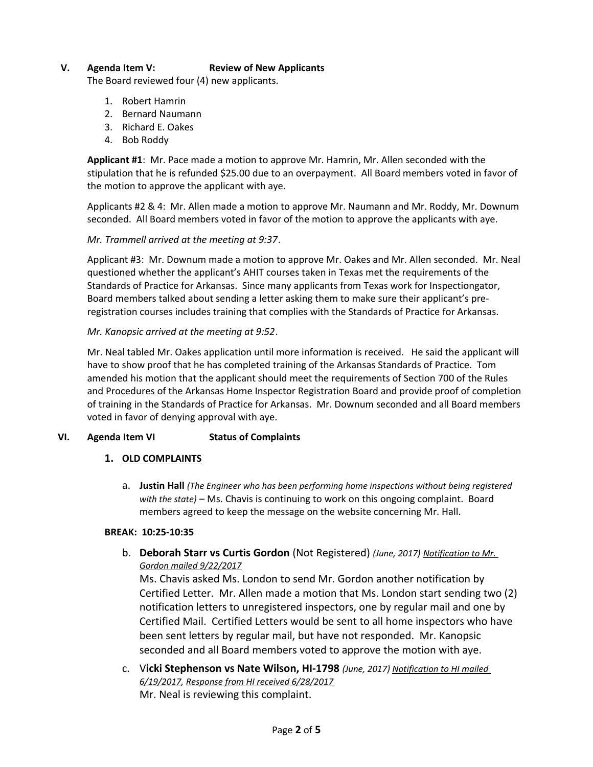## V. Agenda Item V: Review of New Applicants

The Board reviewed four (4) new applicants.

1. Robert Hamrin
2. Bernard Naumann
3. Richard E. Oakes
4. Bob Roddy

**Applicant #1**: Mr. Pace made a motion to approve Mr. Hamrin, Mr. Allen seconded with the stipulation that he is refunded $25.00 due to an overpayment. All Board members voted in favor of the motion to approve the applicant with aye.

Applicants #2 & 4: Mr. Allen made a motion to approve Mr. Naumann and Mr. Roddy, Mr. Downum seconded. All Board members voted in favor of the motion to approve the applicants with aye.

*Mr. Trammell arrived at the meeting at 9:37*.

Applicant #3: Mr. Downum made a motion to approve Mr. Oakes and Mr. Allen seconded. Mr. Neal questioned whether the applicant's AHIT courses taken in Texas met the requirements of the Standards of Practice for Arkansas. Since many applicants from Texas work for Inspectiongator, Board members talked about sending a letter asking them to make sure their applicant's pre-registration courses includes training that complies with the Standards of Practice for Arkansas.

*Mr. Kanopsic arrived at the meeting at 9:52*.

Mr. Neal tabled Mr. Oakes application until more information is received. He said the applicant will have to show proof that he has completed training of the Arkansas Standards of Practice. Tom amended his motion that the applicant should meet the requirements of Section 700 of the Rules and Procedures of the Arkansas Home Inspector Registration Board and provide proof of completion of training in the Standards of Practice for Arkansas. Mr. Downum seconded and all Board members voted in favor of denying approval with aye.

## VI. Agenda Item VI Status of Complaints

### 1. OLD COMPLAINTS

a. **Justin Hall** *(The Engineer who has been performing home inspections without being registered with the state)* – Ms. Chavis is continuing to work on this ongoing complaint. Board members agreed to keep the message on the website concerning Mr. Hall.

**BREAK: 10:25-10:35**

b. **Deborah Starr vs Curtis Gordon** (Not Registered) *(June, 2017)* *Notification to Mr. Gordon mailed 9/22/2017*

Ms. Chavis asked Ms. London to send Mr. Gordon another notification by Certified Letter. Mr. Allen made a motion that Ms. London start sending two (2) notification letters to unregistered inspectors, one by regular mail and one by Certified Mail. Certified Letters would be sent to all home inspectors who have been sent letters by regular mail, but have not responded. Mr. Kanopsic seconded and all Board members voted to approve the motion with aye.

c. V**icki Stephenson vs Nate Wilson, HI-1798** *(June, 2017)* *Notification to HI mailed 6/19/2017, Response from HI received 6/28/2017*

Mr. Neal is reviewing this complaint.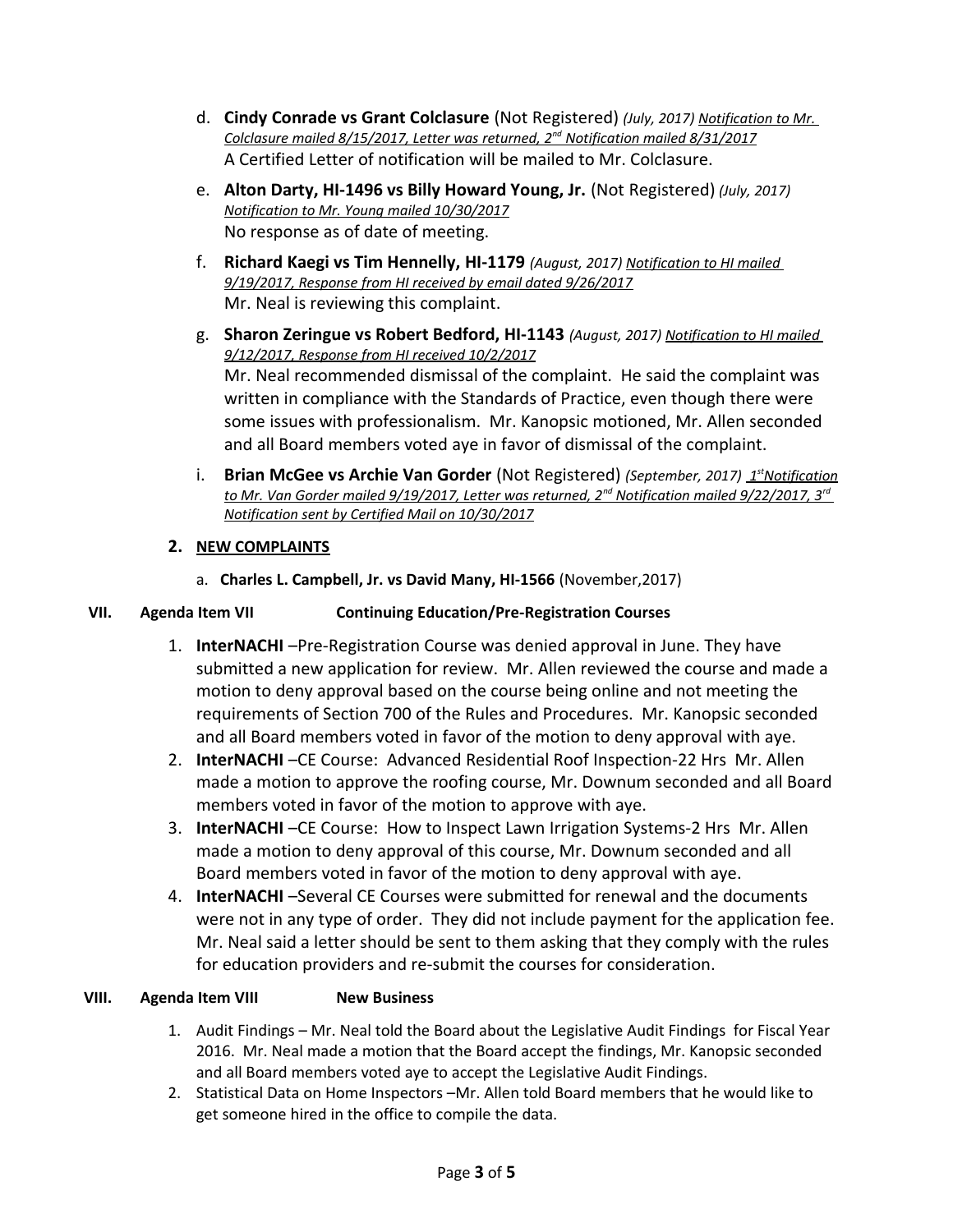d. **Cindy Conrade vs Grant Colclasure** (Not Registered) *(July, 2017)* *<u>Notification to Mr. Colclasure mailed 8/15/2017, Letter was returned, 2nd Notification mailed 8/31/2017</u>*
   A Certified Letter of notification will be mailed to Mr. Colclasure.

e. **Alton Darty, HI-1496 vs Billy Howard Young, Jr.** (Not Registered) *(July, 2017)* *<u>Notification to Mr. Young mailed 10/30/2017</u>*
   No response as of date of meeting.

f. **Richard Kaegi vs Tim Hennelly, HI-1179** *(August, 2017)* *<u>Notification to HI mailed 9/19/2017, Response from HI received by email dated 9/26/2017</u>*
   Mr. Neal is reviewing this complaint.

g. **Sharon Zeringue vs Robert Bedford, HI-1143** *(August, 2017)* *<u>Notification to HI mailed 9/12/2017, Response from HI received 10/2/2017</u>*
   Mr. Neal recommended dismissal of the complaint. He said the complaint was written in compliance with the Standards of Practice, even though there were some issues with professionalism. Mr. Kanopsic motioned, Mr. Allen seconded and all Board members voted aye in favor of dismissal of the complaint.

i. **Brian McGee vs Archie Van Gorder** (Not Registered) *(September, 2017)* *<u>1st Notification to Mr. Van Gorder mailed 9/19/2017, Letter was returned, 2nd Notification mailed 9/22/2017, 3rd Notification sent by Certified Mail on 10/30/2017</u>*

**2. <u>NEW COMPLAINTS</u>**

a. **Charles L. Campbell, Jr. vs David Many, HI-1566** (November,2017)

**VII. Agenda Item VII Continuing Education/Pre-Registration Courses**

1. **InterNACHI** –Pre-Registration Course was denied approval in June. They have submitted a new application for review. Mr. Allen reviewed the course and made a motion to deny approval based on the course being online and not meeting the requirements of Section 700 of the Rules and Procedures. Mr. Kanopsic seconded and all Board members voted in favor of the motion to deny approval with aye.
2. **InterNACHI** –CE Course: Advanced Residential Roof Inspection-22 Hrs Mr. Allen made a motion to approve the roofing course, Mr. Downum seconded and all Board members voted in favor of the motion to approve with aye.
3. **InterNACHI** –CE Course: How to Inspect Lawn Irrigation Systems-2 Hrs Mr. Allen made a motion to deny approval of this course, Mr. Downum seconded and all Board members voted in favor of the motion to deny approval with aye.
4. **InterNACHI** –Several CE Courses were submitted for renewal and the documents were not in any type of order. They did not include payment for the application fee. Mr. Neal said a letter should be sent to them asking that they comply with the rules for education providers and re-submit the courses for consideration.

**VIII. Agenda Item VIII New Business**

1. Audit Findings – Mr. Neal told the Board about the Legislative Audit Findings for Fiscal Year 2016. Mr. Neal made a motion that the Board accept the findings, Mr. Kanopsic seconded and all Board members voted aye to accept the Legislative Audit Findings.
2. Statistical Data on Home Inspectors –Mr. Allen told Board members that he would like to get someone hired in the office to compile the data.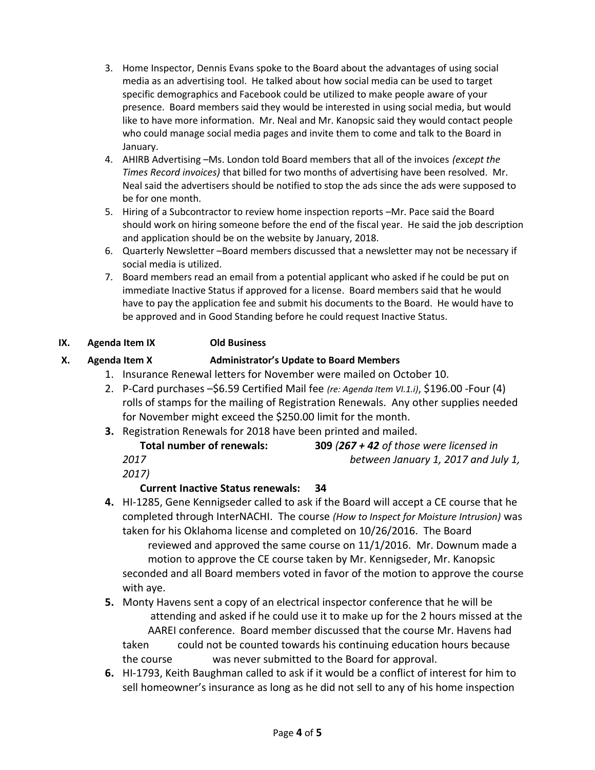3. Home Inspector, Dennis Evans spoke to the Board about the advantages of using social media as an advertising tool. He talked about how social media can be used to target specific demographics and Facebook could be utilized to make people aware of your presence. Board members said they would be interested in using social media, but would like to have more information. Mr. Neal and Mr. Kanopsic said they would contact people who could manage social media pages and invite them to come and talk to the Board in January.
4. AHIRB Advertising –Ms. London told Board members that all of the invoices *(except the Times Record invoices)* that billed for two months of advertising have been resolved. Mr. Neal said the advertisers should be notified to stop the ads since the ads were supposed to be for one month.
5. Hiring of a Subcontractor to review home inspection reports –Mr. Pace said the Board should work on hiring someone before the end of the fiscal year. He said the job description and application should be on the website by January, 2018.
6. Quarterly Newsletter –Board members discussed that a newsletter may not be necessary if social media is utilized.
7. Board members read an email from a potential applicant who asked if he could be put on immediate Inactive Status if approved for a license. Board members said that he would have to pay the application fee and submit his documents to the Board. He would have to be approved and in Good Standing before he could request Inactive Status.

**IX. Agenda Item IX Old Business**

**X. Agenda Item X Administrator's Update to Board Members**

1. Insurance Renewal letters for November were mailed on October 10.
2. P-Card purchases –$6.59 Certified Mail fee *(re: Agenda Item VI.1.i)*, $196.00 -Four (4) rolls of stamps for the mailing of Registration Renewals. Any other supplies needed for November might exceed the $250.00 limit for the month.
3. Registration Renewals for 2018 have been printed and mailed.

   **Total number of renewals:** **309** *(**267 + 42** of those were licensed in 2017 between January 1, 2017 and July 1, 2017)*

   **Current Inactive Status renewals: 34**
4. HI-1285, Gene Kennigseder called to ask if the Board will accept a CE course that he completed through InterNACHI. The course *(How to Inspect for Moisture Intrusion)* was taken for his Oklahoma license and completed on 10/26/2016. The Board reviewed and approved the same course on 11/1/2016. Mr. Downum made a motion to approve the CE course taken by Mr. Kennigseder, Mr. Kanopsic seconded and all Board members voted in favor of the motion to approve the course with aye.
5. Monty Havens sent a copy of an electrical inspector conference that he will be attending and asked if he could use it to make up for the 2 hours missed at the AAREI conference. Board member discussed that the course Mr. Havens had taken could not be counted towards his continuing education hours because the course was never submitted to the Board for approval.
6. HI-1793, Keith Baughman called to ask if it would be a conflict of interest for him to sell homeowner's insurance as long as he did not sell to any of his home inspection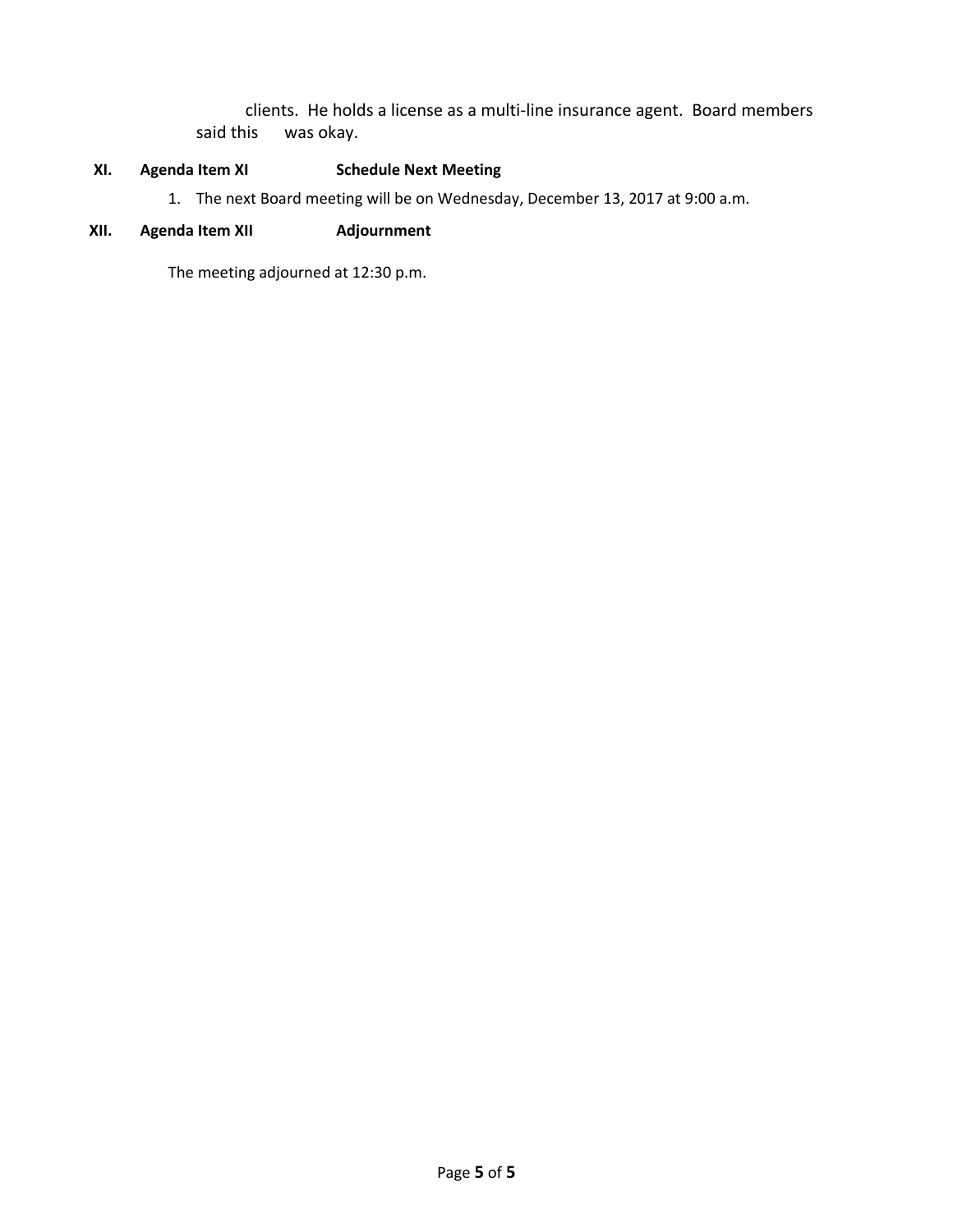clients. He holds a license as a multi-line insurance agent. Board members said this was okay.

**XI. Agenda Item XI Schedule Next Meeting**

1. The next Board meeting will be on Wednesday, December 13, 2017 at 9:00 a.m.

**XII. Agenda Item XII Adjournment**

The meeting adjourned at 12:30 p.m.